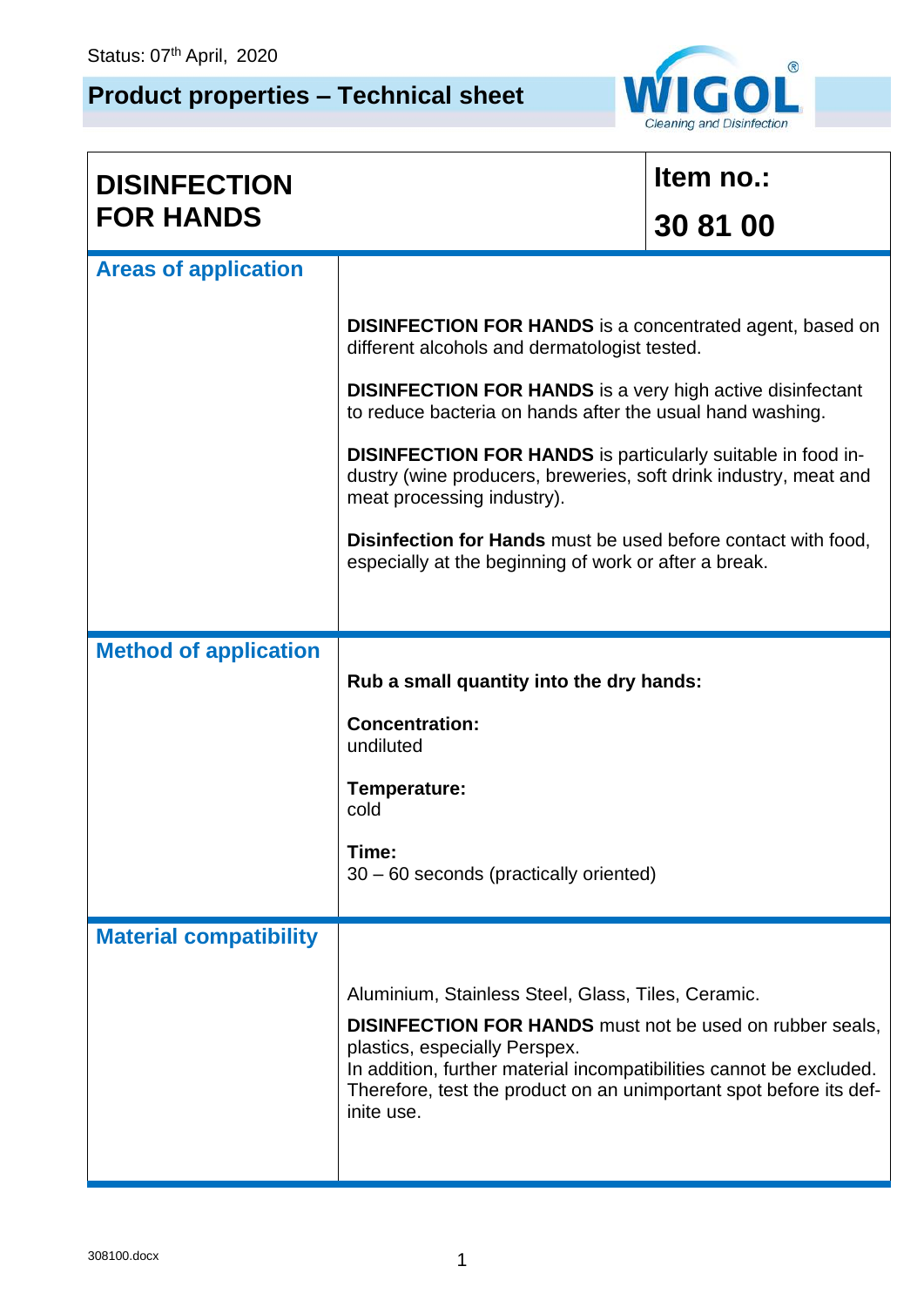Status: 07th April, 2020

# Product properties – Technical sheet

WIGOL® Cleaning and Disinfection

| **DISINFECTION FOR HANDS** | **Item no.: 30 81 00** |
|---|---|
| **Areas of application** | **DISINFECTION FOR HANDS** is a concentrated agent, based on different alcohols and dermatologist tested.<br><br>**DISINFECTION FOR HANDS** is a very high active disinfectant to reduce bacteria on hands after the usual hand washing.<br><br>**DISINFECTION FOR HANDS** is particularly suitable in food industry (wine producers, breweries, soft drink industry, meat and meat processing industry).<br><br>**Disinfection for Hands** must be used before contact with food, especially at the beginning of work or after a break. |
| **Method of application** | **Rub a small quantity into the dry hands:**<br><br>**Concentration:**<br>undiluted<br><br>**Temperature:**<br>cold<br><br>**Time:**<br>30 – 60 seconds (practically oriented) |
| **Material compatibility** | Aluminium, Stainless Steel, Glass, Tiles, Ceramic.<br><br>**DISINFECTION FOR HANDS** must not be used on rubber seals, plastics, especially Perspex.<br>In addition, further material incompatibilities cannot be excluded. Therefore, test the product on an unimportant spot before its definite use. |

308100.docx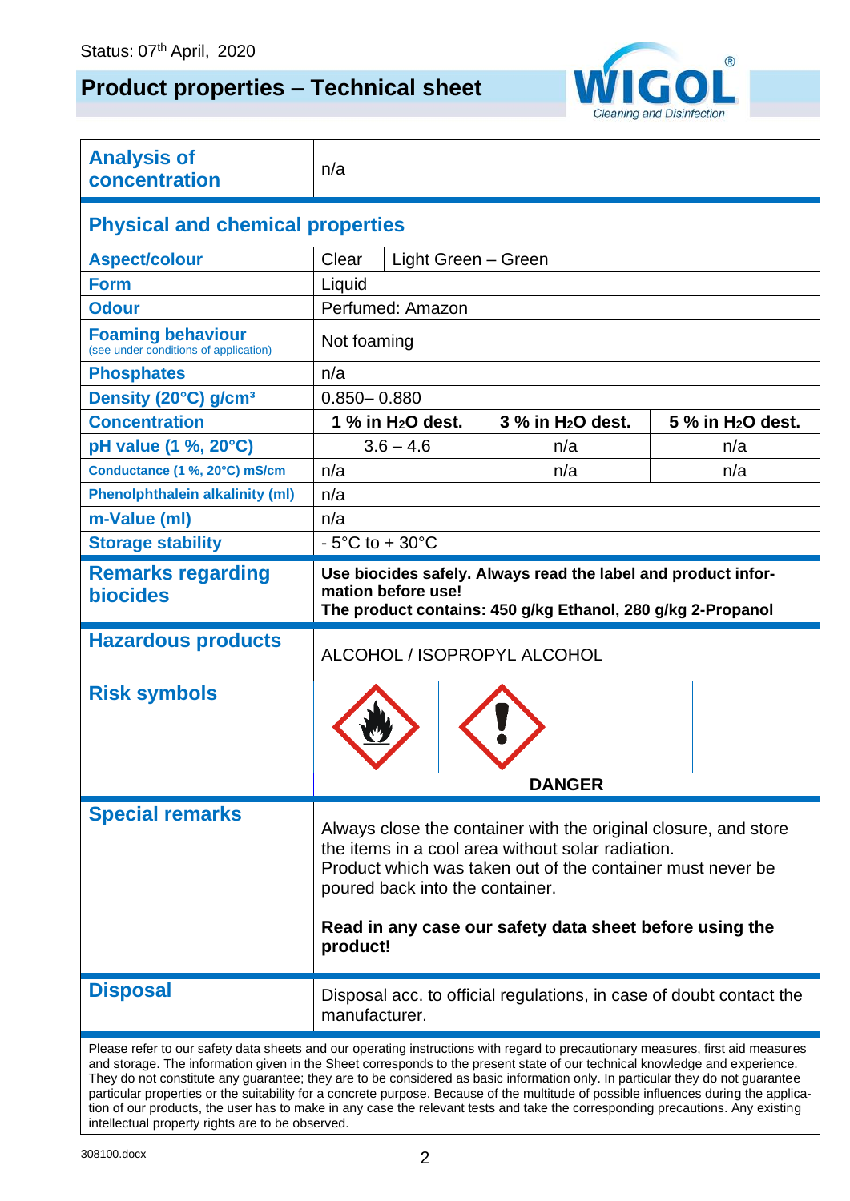Status: 07th April, 2020

# Product properties – Technical sheet

WIGOL® Cleaning and Disinfection

| | | | |
|---|---|---|---|
| **Analysis of concentration** | n/a | | |

## Physical and chemical properties

| | | | |
|---|---|---|---|
| **Aspect/colour** | Clear | Light Green – Green | |
| **Form** | Liquid | | |
| **Odour** | Perfumed: Amazon | | |
| **Foaming behaviour** (see under conditions of application) | Not foaming | | |
| **Phosphates** | n/a | | |
| **Density (20°C) g/cm³** | 0.850– 0.880 | | |
| **Concentration** | **1 % in $H_2O$ dest.** | **3 % in $H_2O$ dest.** | **5 % in $H_2O$ dest.** |
| **pH value (1 %, 20°C)** | 3.6 – 4.6 | n/a | n/a |
| **Conductance (1 %, 20°C) mS/cm** | n/a | n/a | n/a |
| **Phenolphthalein alkalinity (ml)** | n/a | | |
| **m-Value (ml)** | n/a | | |
| **Storage stability** | - 5°C to + 30°C | | |
| **Remarks regarding biocides** | **Use biocides safely. Always read the label and product information before use! The product contains: 450 g/kg Ethanol, 280 g/kg 2-Propanol** | | |
| **Hazardous products** | ALCOHOL / ISOPROPYL ALCOHOL | | |
| **Risk symbols** | **DANGER** | | |

## Special remarks

Always close the container with the original closure, and store the items in a cool area without solar radiation.
Product which was taken out of the container must never be poured back into the container.

**Read in any case our safety data sheet before using the product!**

## Disposal

Disposal acc. to official regulations, in case of doubt contact the manufacturer.

Please refer to our safety data sheets and our operating instructions with regard to precautionary measures, first aid measures and storage. The information given in the Sheet corresponds to the present state of our technical knowledge and experience. They do not constitute any guarantee; they are to be considered as basic information only. In particular they do not guarantee particular properties or the suitability for a concrete purpose. Because of the multitude of possible influences during the application of our products, the user has to make in any case the relevant tests and take the corresponding precautions. Any existing intellectual property rights are to be observed.

308100.docx